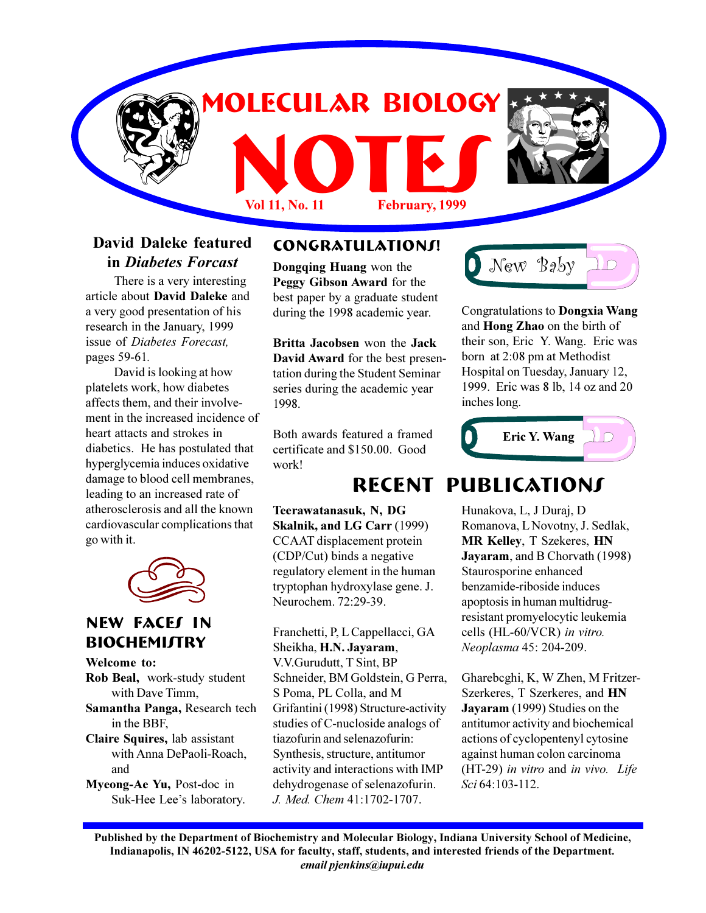# MOLECULAR BIOLOGY NOTES

**Vol 11, No. 11** **February, 1999**

## David Daleke featured in *Diabetes Forcast*

There is a very interesting article about **David Daleke** and a very good presentation of his research in the January, 1999 issue of *Diabetes Forecast,* pages 59-61.

David is looking at how platelets work, how diabetes affects them, and their involvement in the increased incidence of heart attacts and strokes in diabetics. He has postulated that hyperglycemia induces oxidative damage to blood cell membranes, leading to an increased rate of atherosclerosis and all the known cardiovascular complications that go with it.

## NEW FACES IN BIOCHEMISTRY

**Welcome to:**

**Rob Beal,** work-study student with Dave Timm,

**Samantha Panga,** Research tech in the BBF,

**Claire Squires,** lab assistant with Anna DePaoli-Roach, and

**Myeong-Ae Yu,** Post-doc in Suk-Hee Lee's laboratory.

## CONGRATULATIONS!

**Dongqing Huang** won the **Peggy Gibson Award** for the best paper by a graduate student during the 1998 academic year.

**Britta Jacobsen** won the **Jack David Award** for the best presentation during the Student Seminar series during the academic year 1998.

Both awards featured a framed certificate and $150.00. Good work!

## New Baby

Congratulations to **Dongxia Wang** and **Hong Zhao** on the birth of their son, Eric Y. Wang. Eric was born at 2:08 pm at Methodist Hospital on Tuesday, January 12, 1999. Eric was 8 lb, 14 oz and 20 inches long.

**Eric Y. Wang**

## RECENT PUBLICATIONS

**Teerawatanasuk, N, DG Skalnik, and LG Carr** (1999) CCAAT displacement protein (CDP/Cut) binds a negative regulatory element in the human tryptophan hydroxylase gene. J. Neurochem. 72:29-39.

Franchetti, P, L Cappellacci, GA Sheikha, **H.N. Jayaram**, V.V.Gurudutt, T Sint, BP Schneider, BM Goldstein, G Perra, S Poma, PL Colla, and M Grifantini (1998) Structure-activity studies of C-nucleoside analogs of tiazofurin and selenazofurin: Synthesis, structure, antitumor activity and interactions with IMP dehydrogenase of selenazofurin. *J. Med. Chem* 41:1702-1707.

Hunakova, L, J Duraj, D Romanova, L Novotny, J. Sedlak, **MR Kelley**, T Szekeres, **HN Jayaram**, and B Chorvath (1998) Staurosporine enhanced benzamide-riboside induces apoptosis in human multidrug-resistant promyelocytic leukemia cells (HL-60/VCR) *in vitro. Neoplasma* 45: 204-209.

Gharebcghi, K, W Zhen, M Fritzer-Szerkeres, T Szerkeres, and **HN Jayaram** (1999) Studies on the antitumor activity and biochemical actions of cyclopentenyl cytosine against human colon carcinoma (HT-29) *in vitro* and *in vivo. Life Sci* 64:103-112.

**Published by the Department of Biochemistry and Molecular Biology, Indiana University School of Medicine, Indianapolis, IN 46202-5122, USA for faculty, staff, students, and interested friends of the Department.**
***email pjenkins@iupui.edu***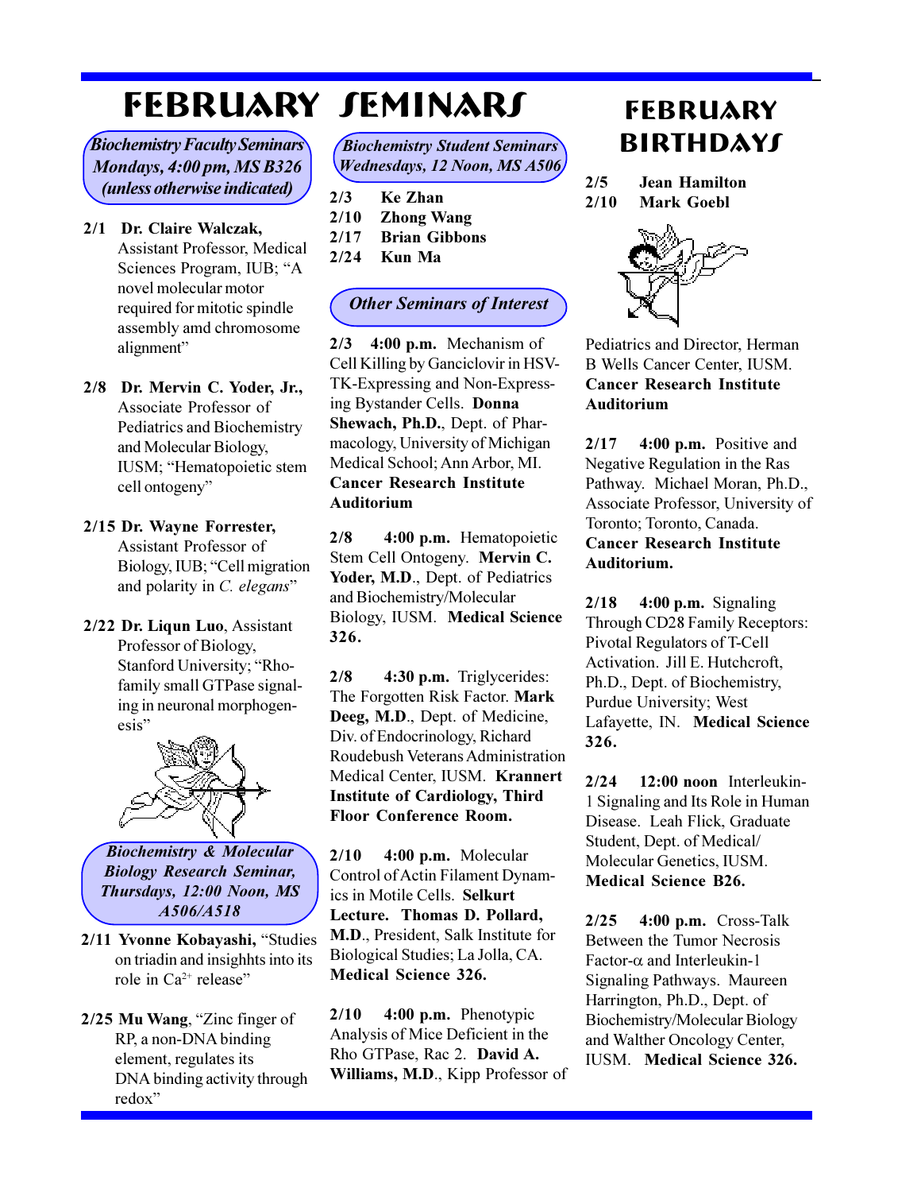# FEBRUARY SEMINARS

***Biochemistry Faculty Seminars***
***Mondays, 4:00 pm, MS B326***
***(unless otherwise indicated)***

**2/1 Dr. Claire Walczak,** Assistant Professor, Medical Sciences Program, IUB; "A novel molecular motor required for mitotic spindle assembly amd chromosome alignment"

**2/8 Dr. Mervin C. Yoder, Jr.,** Associate Professor of Pediatrics and Biochemistry and Molecular Biology, IUSM; "Hematopoietic stem cell ontogeny"

**2/15 Dr. Wayne Forrester,** Assistant Professor of Biology, IUB; "Cell migration and polarity in *C. elegans*"

**2/22 Dr. Liqun Luo**, Assistant Professor of Biology, Stanford University; "Rho-family small GTPase signaling in neuronal morphogenesis"

***Biochemistry & Molecular Biology Research Seminar, Thursdays, 12:00 Noon, MS A506/A518***

**2/11 Yvonne Kobayashi,** "Studies on triadin and insighhts into its role in $Ca^{2+}$ release"

**2/25 Mu Wang**, "Zinc finger of RP, a non-DNA binding element, regulates its DNA binding activity through redox"

***Biochemistry Student Seminars***
***Wednesdays, 12 Noon, MS A506***

**2/3 Ke Zhan**
**2/10 Zhong Wang**
**2/17 Brian Gibbons**
**2/24 Kun Ma**

***Other Seminars of Interest***

**2/3 4:00 p.m.** Mechanism of Cell Killing by Ganciclovir in HSV-TK-Expressing and Non-Expressing Bystander Cells. **Donna Shewach, Ph.D.**, Dept. of Pharmacology, University of Michigan Medical School; Ann Arbor, MI. **Cancer Research Institute Auditorium**

**2/8 4:00 p.m.** Hematopoietic Stem Cell Ontogeny. **Mervin C. Yoder, M.D**., Dept. of Pediatrics and Biochemistry/Molecular Biology, IUSM. **Medical Science 326.**

**2/8 4:30 p.m.** Triglycerides: The Forgotten Risk Factor. **Mark Deeg, M.D**., Dept. of Medicine, Div. of Endocrinology, Richard Roudebush Veterans Administration Medical Center, IUSM. **Krannert Institute of Cardiology, Third Floor Conference Room.**

**2/10 4:00 p.m.** Molecular Control of Actin Filament Dynamics in Motile Cells. **Selkurt Lecture. Thomas D. Pollard, M.D**., President, Salk Institute for Biological Studies; La Jolla, CA. **Medical Science 326.**

**2/10 4:00 p.m.** Phenotypic Analysis of Mice Deficient in the Rho GTPase, Rac 2. **David A. Williams, M.D**., Kipp Professor of Pediatrics and Director, Herman B Wells Cancer Center, IUSM. **Cancer Research Institute Auditorium**

**2/17 4:00 p.m.** Positive and Negative Regulation in the Ras Pathway. Michael Moran, Ph.D., Associate Professor, University of Toronto; Toronto, Canada. **Cancer Research Institute Auditorium.**

**2/18 4:00 p.m.** Signaling Through CD28 Family Receptors: Pivotal Regulators of T-Cell Activation. Jill E. Hutchcroft, Ph.D., Dept. of Biochemistry, Purdue University; West Lafayette, IN. **Medical Science 326.**

**2/24 12:00 noon** Interleukin-1 Signaling and Its Role in Human Disease. Leah Flick, Graduate Student, Dept. of Medical/ Molecular Genetics, IUSM. **Medical Science B26.**

**2/25 4:00 p.m.** Cross-Talk Between the Tumor Necrosis Factor-$\alpha$ and Interleukin-1 Signaling Pathways. Maureen Harrington, Ph.D., Dept. of Biochemistry/Molecular Biology and Walther Oncology Center, IUSM. **Medical Science 326.**

# FEBRUARY BIRTHDAYS

**2/5 Jean Hamilton**
**2/10 Mark Goebl**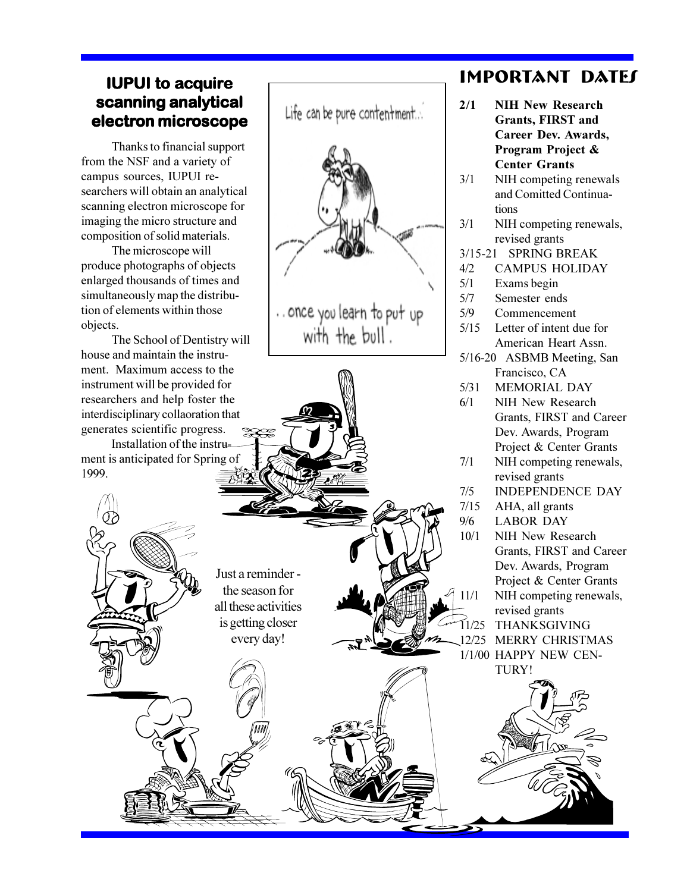## IUPUI to acquire scanning analytical electron microscope

Thanks to financial support from the NSF and a variety of campus sources, IUPUI researchers will obtain an analytical scanning electron microscope for imaging the micro structure and composition of solid materials.

The microscope will produce photographs of objects enlarged thousands of times and simultaneously map the distribution of elements within those objects.

The School of Dentistry will house and maintain the instrument. Maximum access to the instrument will be provided for researchers and help foster the interdisciplinary collaoration that generates scientific progress.

Installation of the instrument is anticipated for Spring of 1999.

Life can be pure contentment...

...once you learn to put up with the bull.

Just a reminder - the season for all these activities is getting closer every day!

## IMPORTANT DATES

- **2/1** **NIH New Research Grants, FIRST and Career Dev. Awards, Program Project & Center Grants**
- 3/1 NIH competing renewals and Comitted Continuations
- 3/1 NIH competing renewals, revised grants
- 3/15-21 SPRING BREAK
- 4/2 CAMPUS HOLIDAY
- 5/1 Exams begin
- 5/7 Semester ends
- 5/9 Commencement
- 5/15 Letter of intent due for American Heart Assn.
- 5/16-20 ASBMB Meeting, San Francisco, CA
- 5/31 MEMORIAL DAY
- 6/1 NIH New Research Grants, FIRST and Career Dev. Awards, Program Project & Center Grants
- 7/1 NIH competing renewals, revised grants
- 7/5 INDEPENDENCE DAY
- 7/15 AHA, all grants
- 9/6 LABOR DAY
- 10/1 NIH New Research Grants, FIRST and Career Dev. Awards, Program Project & Center Grants
- 11/1 NIH competing renewals, revised grants
- 11/25 THANKSGIVING
- 12/25 MERRY CHRISTMAS
- 1/1/00 HAPPY NEW CENTURY!